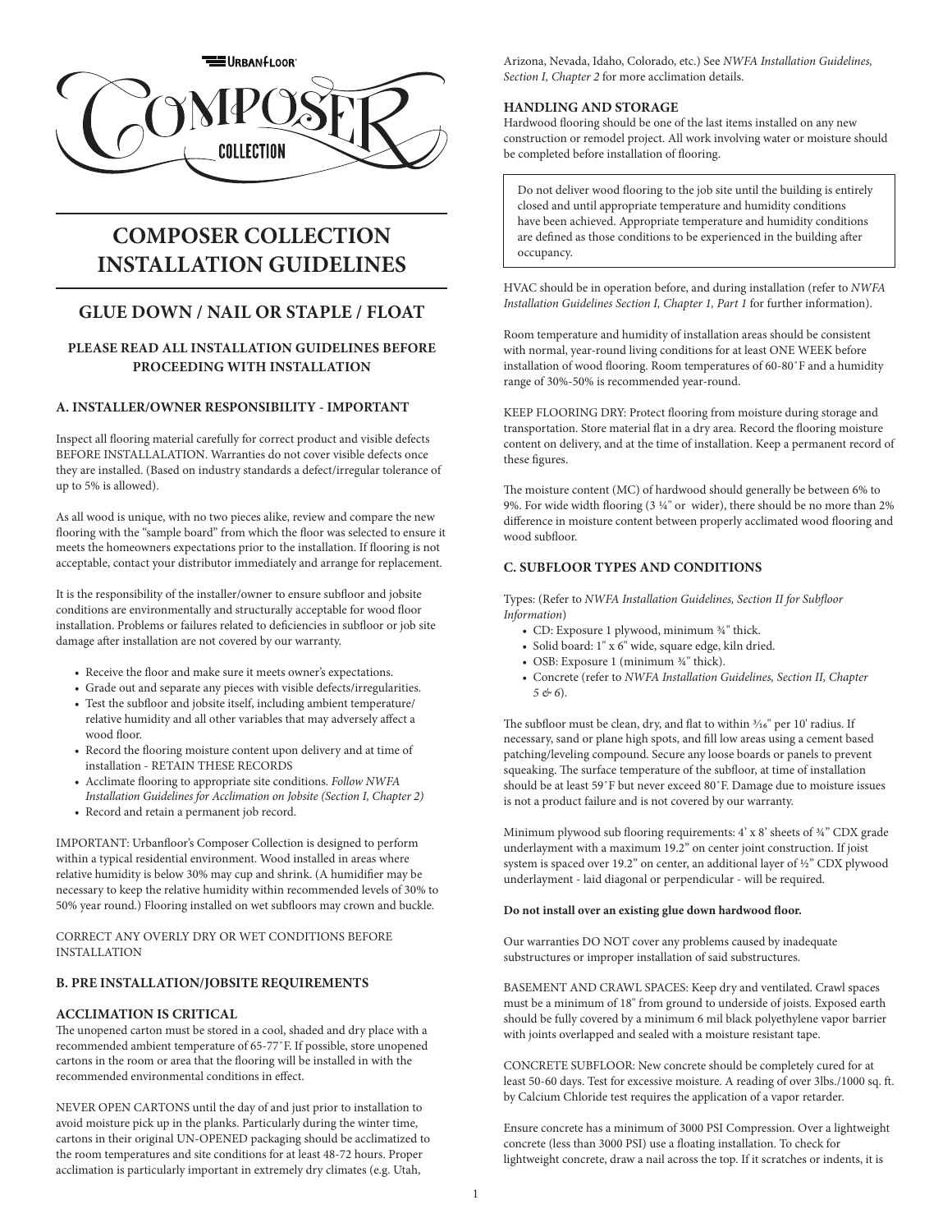URBANFLOOR

COMPOSER COLLECTION

# COMPOSER COLLECTION INSTALLATION GUIDELINES

## GLUE DOWN / NAIL OR STAPLE / FLOAT

### PLEASE READ ALL INSTALLATION GUIDELINES BEFORE PROCEEDING WITH INSTALLATION

### A. INSTALLER/OWNER RESPONSIBILITY - IMPORTANT

Inspect all flooring material carefully for correct product and visible defects BEFORE INSTALLALATION. Warranties do not cover visible defects once they are installed. (Based on industry standards a defect/irregular tolerance of up to 5% is allowed).

As all wood is unique, with no two pieces alike, review and compare the new flooring with the "sample board" from which the floor was selected to ensure it meets the homeowners expectations prior to the installation. If flooring is not acceptable, contact your distributor immediately and arrange for replacement.

It is the responsibility of the installer/owner to ensure subfloor and jobsite conditions are environmentally and structurally acceptable for wood floor installation. Problems or failures related to deficiencies in subfloor or job site damage after installation are not covered by our warranty.

- Receive the floor and make sure it meets owner's expectations.
- Grade out and separate any pieces with visible defects/irregularities.
- Test the subfloor and jobsite itself, including ambient temperature/ relative humidity and all other variables that may adversely affect a wood floor.
- Record the flooring moisture content upon delivery and at time of installation - RETAIN THESE RECORDS
- Acclimate flooring to appropriate site conditions. *Follow NWFA Installation Guidelines for Acclimation on Jobsite (Section I, Chapter 2)*
- Record and retain a permanent job record.

IMPORTANT: Urbanfloor's Composer Collection is designed to perform within a typical residential environment. Wood installed in areas where relative humidity is below 30% may cup and shrink. (A humidifier may be necessary to keep the relative humidity within recommended levels of 30% to 50% year round.) Flooring installed on wet subfloors may crown and buckle.

CORRECT ANY OVERLY DRY OR WET CONDITIONS BEFORE INSTALLATION

### B. PRE INSTALLATION/JOBSITE REQUIREMENTS

#### ACCLIMATION IS CRITICAL

The unopened carton must be stored in a cool, shaded and dry place with a recommended ambient temperature of 65-77˚F. If possible, store unopened cartons in the room or area that the flooring will be installed in with the recommended environmental conditions in effect.

NEVER OPEN CARTONS until the day of and just prior to installation to avoid moisture pick up in the planks. Particularly during the winter time, cartons in their original UN-OPENED packaging should be acclimatized to the room temperatures and site conditions for at least 48-72 hours. Proper acclimation is particularly important in extremely dry climates (e.g. Utah, Arizona, Nevada, Idaho, Colorado, etc.) See *NWFA Installation Guidelines, Section I, Chapter 2* for more acclimation details.

#### HANDLING AND STORAGE

Hardwood flooring should be one of the last items installed on any new construction or remodel project. All work involving water or moisture should be completed before installation of flooring.

> Do not deliver wood flooring to the job site until the building is entirely closed and until appropriate temperature and humidity conditions have been achieved. Appropriate temperature and humidity conditions are defined as those conditions to be experienced in the building after occupancy.

HVAC should be in operation before, and during installation (refer to *NWFA Installation Guidelines Section I, Chapter 1, Part 1* for further information).

Room temperature and humidity of installation areas should be consistent with normal, year-round living conditions for at least ONE WEEK before installation of wood flooring. Room temperatures of 60-80˚F and a humidity range of 30%-50% is recommended year-round.

KEEP FLOORING DRY: Protect flooring from moisture during storage and transportation. Store material flat in a dry area. Record the flooring moisture content on delivery, and at the time of installation. Keep a permanent record of these figures.

The moisture content (MC) of hardwood should generally be between 6% to 9%. For wide width flooring (3 ¼" or wider), there should be no more than 2% difference in moisture content between properly acclimated wood flooring and wood subfloor.

### C. SUBFLOOR TYPES AND CONDITIONS

Types: (Refer to *NWFA Installation Guidelines, Section II for Subfloor Information*)

- CD: Exposure 1 plywood, minimum ¾" thick.
- Solid board: 1" x 6" wide, square edge, kiln dried.
- OSB: Exposure 1 (minimum ¾" thick).
- Concrete (refer to *NWFA Installation Guidelines, Section II, Chapter 5 & 6*).

The subfloor must be clean, dry, and flat to within 3⁄16" per 10' radius. If necessary, sand or plane high spots, and fill low areas using a cement based patching/leveling compound. Secure any loose boards or panels to prevent squeaking. The surface temperature of the subfloor, at time of installation should be at least 59˚F but never exceed 80˚F. Damage due to moisture issues is not a product failure and is not covered by our warranty.

Minimum plywood sub flooring requirements: 4' x 8' sheets of ¾" CDX grade underlayment with a maximum 19.2" on center joint construction. If joist system is spaced over 19.2" on center, an additional layer of ½" CDX plywood underlayment - laid diagonal or perpendicular - will be required.

**Do not install over an existing glue down hardwood floor.**

Our warranties DO NOT cover any problems caused by inadequate substructures or improper installation of said substructures.

BASEMENT AND CRAWL SPACES: Keep dry and ventilated. Crawl spaces must be a minimum of 18" from ground to underside of joists. Exposed earth should be fully covered by a minimum 6 mil black polyethylene vapor barrier with joints overlapped and sealed with a moisture resistant tape.

CONCRETE SUBFLOOR: New concrete should be completely cured for at least 50-60 days. Test for excessive moisture. A reading of over 3lbs./1000 sq. ft. by Calcium Chloride test requires the application of a vapor retarder.

Ensure concrete has a minimum of 3000 PSI Compression. Over a lightweight concrete (less than 3000 PSI) use a floating installation. To check for lightweight concrete, draw a nail across the top. If it scratches or indents, it is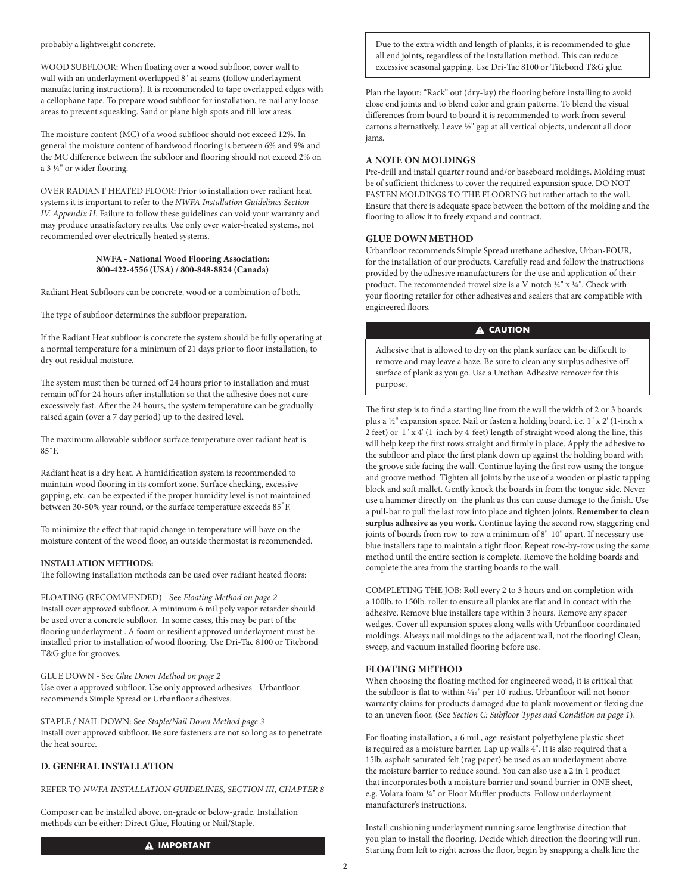probably a lightweight concrete.

WOOD SUBFLOOR: When floating over a wood subfloor, cover wall to wall with an underlayment overlapped 8" at seams (follow underlayment manufacturing instructions). It is recommended to tape overlapped edges with a cellophane tape. To prepare wood subfloor for installation, re-nail any loose areas to prevent squeaking. Sand or plane high spots and fill low areas.

The moisture content (MC) of a wood subfloor should not exceed 12%. In general the moisture content of hardwood flooring is between 6% and 9% and the MC difference between the subfloor and flooring should not exceed 2% on a 3 ¼" or wider flooring.

OVER RADIANT HEATED FLOOR: Prior to installation over radiant heat systems it is important to refer to the *NWFA Installation Guidelines Section IV. Appendix H*. Failure to follow these guidelines can void your warranty and may produce unsatisfactory results. Use only over water-heated systems, not recommended over electrically heated systems.

**NWFA - National Wood Flooring Association:**
**800-422-4556 (USA) / 800-848-8824 (Canada)**

Radiant Heat Subfloors can be concrete, wood or a combination of both.

The type of subfloor determines the subfloor preparation.

If the Radiant Heat subfloor is concrete the system should be fully operating at a normal temperature for a minimum of 21 days prior to floor installation, to dry out residual moisture.

The system must then be turned off 24 hours prior to installation and must remain off for 24 hours after installation so that the adhesive does not cure excessively fast. After the 24 hours, the system temperature can be gradually raised again (over a 7 day period) up to the desired level.

The maximum allowable subfloor surface temperature over radiant heat is 85˚F.

Radiant heat is a dry heat. A humidification system is recommended to maintain wood flooring in its comfort zone. Surface checking, excessive gapping, etc. can be expected if the proper humidity level is not maintained between 30-50% year round, or the surface temperature exceeds 85˚F.

To minimize the effect that rapid change in temperature will have on the moisture content of the wood floor, an outside thermostat is recommended.

**INSTALLATION METHODS:**
The following installation methods can be used over radiant heated floors:

FLOATING (RECOMMENDED) - See *Floating Method on page 2*
Install over approved subfloor. A minimum 6 mil poly vapor retarder should be used over a concrete subfloor. In some cases, this may be part of the flooring underlayment . A foam or resilient approved underlayment must be installed prior to installation of wood flooring. Use Dri-Tac 8100 or Titebond T&G glue for grooves.

GLUE DOWN - See *Glue Down Method on page 2*
Use over a approved subfloor. Use only approved adhesives - Urbanfloor recommends Simple Spread or Urbanfloor adhesives.

STAPLE / NAIL DOWN: See *Staple/Nail Down Method page 3*
Install over approved subfloor. Be sure fasteners are not so long as to penetrate the heat source.

## D. GENERAL INSTALLATION

REFER TO *NWFA INSTALLATION GUIDELINES, SECTION III, CHAPTER 8*

Composer can be installed above, on-grade or below-grade. Installation methods can be either: Direct Glue, Floating or Nail/Staple.

**⚠ IMPORTANT**

Due to the extra width and length of planks, it is recommended to glue all end joints, regardless of the installation method. This can reduce excessive seasonal gapping. Use Dri-Tac 8100 or Titebond T&G glue.

Plan the layout: "Rack" out (dry-lay) the flooring before installing to avoid close end joints and to blend color and grain patterns. To blend the visual differences from board to board it is recommended to work from several cartons alternatively. Leave ½" gap at all vertical objects, undercut all door jams.

### A NOTE ON MOLDINGS

Pre-drill and install quarter round and/or baseboard moldings. Molding must be of sufficient thickness to cover the required expansion space. DO NOT FASTEN MOLDINGS TO THE FLOORING but rather attach to the wall. Ensure that there is adequate space between the bottom of the molding and the flooring to allow it to freely expand and contract.

### GLUE DOWN METHOD

Urbanfloor recommends Simple Spread urethane adhesive, Urban-FOUR, for the installation of our products. Carefully read and follow the instructions provided by the adhesive manufacturers for the use and application of their product. The recommended trowel size is a V-notch ¼" x ¼". Check with your flooring retailer for other adhesives and sealers that are compatible with engineered floors.

**⚠ CAUTION**

Adhesive that is allowed to dry on the plank surface can be difficult to remove and may leave a haze. Be sure to clean any surplus adhesive off surface of plank as you go. Use a Urethan Adhesive remover for this purpose.

The first step is to find a starting line from the wall the width of 2 or 3 boards plus a ½" expansion space. Nail or fasten a holding board, i.e. 1" x 2' (1-inch x 2 feet) or 1" x 4' (1-inch by 4-feet) length of straight wood along the line, this will help keep the first rows straight and firmly in place. Apply the adhesive to the subfloor and place the first plank down up against the holding board with the groove side facing the wall. Continue laying the first row using the tongue and groove method. Tighten all joints by the use of a wooden or plastic tapping block and soft mallet. Gently knock the boards in from the tongue side. Never use a hammer directly on the plank as this can cause damage to the finish. Use a pull-bar to pull the last row into place and tighten joints. **Remember to clean surplus adhesive as you work.** Continue laying the second row, staggering end joints of boards from row-to-row a minimum of 8"-10" apart. If necessary use blue installers tape to maintain a tight floor. Repeat row-by-row using the same method until the entire section is complete. Remove the holding boards and complete the area from the starting boards to the wall.

COMPLETING THE JOB: Roll every 2 to 3 hours and on completion with a 100lb. to 150lb. roller to ensure all planks are flat and in contact with the adhesive. Remove blue installers tape within 3 hours. Remove any spacer wedges. Cover all expansion spaces along walls with Urbanfloor coordinated moldings. Always nail moldings to the adjacent wall, not the flooring! Clean, sweep, and vacuum installed flooring before use.

### FLOATING METHOD

When choosing the floating method for engineered wood, it is critical that the subfloor is flat to within 3/16" per 10' radius. Urbanfloor will not honor warranty claims for products damaged due to plank movement or flexing due to an uneven floor. (See *Section C: Subfloor Types and Condition on page 1*).

For floating installation, a 6 mil., age-resistant polyethylene plastic sheet is required as a moisture barrier. Lap up walls 4". It is also required that a 15lb. asphalt saturated felt (rag paper) be used as an underlayment above the moisture barrier to reduce sound. You can also use a 2 in 1 product that incorporates both a moisture barrier and sound barrier in ONE sheet, e.g. Volara foam ¼" or Floor Muffler products. Follow underlayment manufacturer's instructions.

Install cushioning underlayment running same lengthwise direction that you plan to install the flooring. Decide which direction the flooring will run. Starting from left to right across the floor, begin by snapping a chalk line the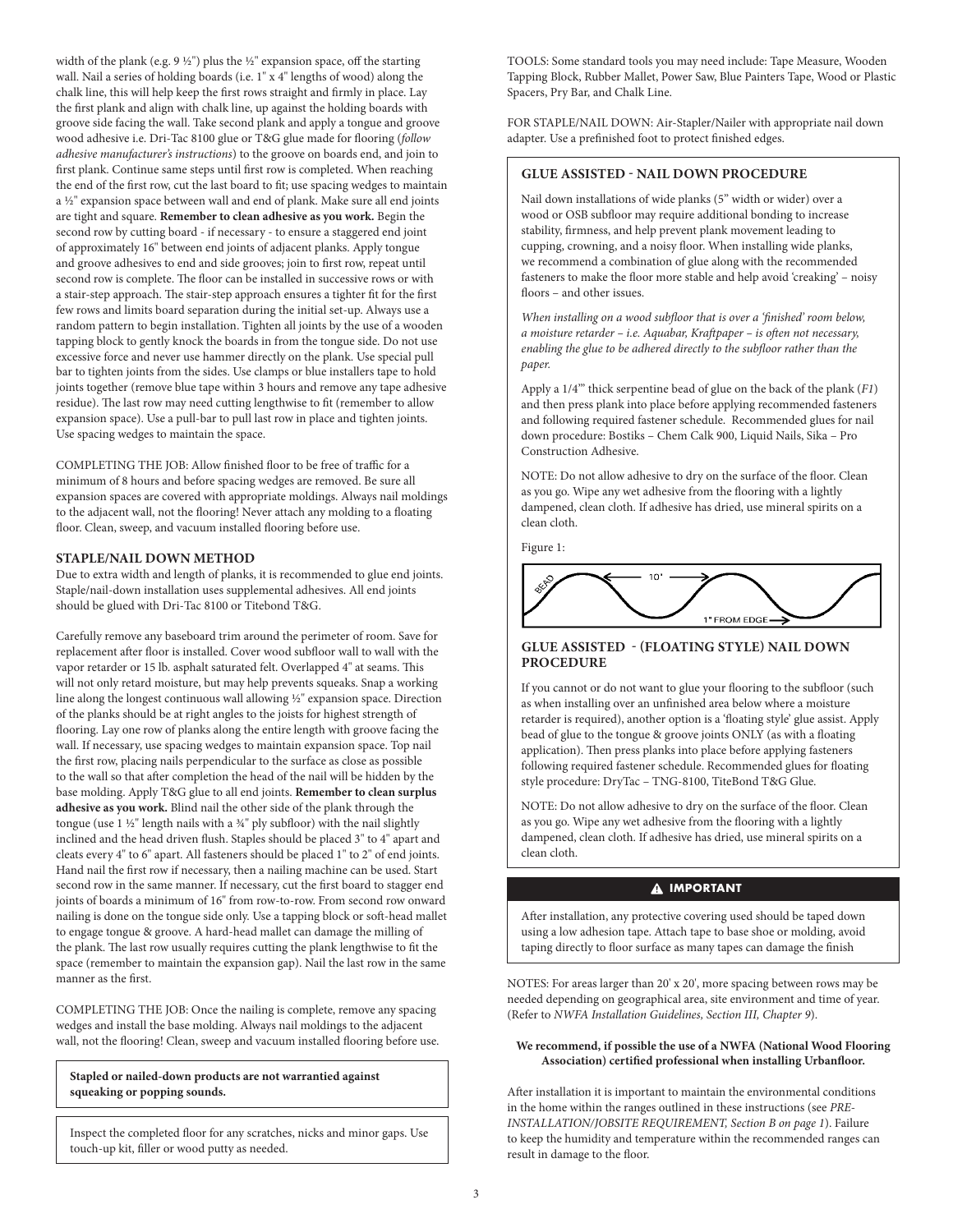width of the plank (e.g. 9 ½") plus the ½" expansion space, off the starting wall. Nail a series of holding boards (i.e. 1" x 4" lengths of wood) along the chalk line, this will help keep the first rows straight and firmly in place. Lay the first plank and align with chalk line, up against the holding boards with groove side facing the wall. Take second plank and apply a tongue and groove wood adhesive i.e. Dri-Tac 8100 glue or T&G glue made for flooring (*follow adhesive manufacturer's instructions*) to the groove on boards end, and join to first plank. Continue same steps until first row is completed. When reaching the end of the first row, cut the last board to fit; use spacing wedges to maintain a ½" expansion space between wall and end of plank. Make sure all end joints are tight and square. **Remember to clean adhesive as you work.** Begin the second row by cutting board - if necessary - to ensure a staggered end joint of approximately 16" between end joints of adjacent planks. Apply tongue and groove adhesives to end and side grooves; join to first row, repeat until second row is complete. The floor can be installed in successive rows or with a stair-step approach. The stair-step approach ensures a tighter fit for the first few rows and limits board separation during the initial set-up. Always use a random pattern to begin installation. Tighten all joints by the use of a wooden tapping block to gently knock the boards in from the tongue side. Do not use excessive force and never use hammer directly on the plank. Use special pull bar to tighten joints from the sides. Use clamps or blue installers tape to hold joints together (remove blue tape within 3 hours and remove any tape adhesive residue). The last row may need cutting lengthwise to fit (remember to allow expansion space). Use a pull-bar to pull last row in place and tighten joints. Use spacing wedges to maintain the space.

COMPLETING THE JOB: Allow finished floor to be free of traffic for a minimum of 8 hours and before spacing wedges are removed. Be sure all expansion spaces are covered with appropriate moldings. Always nail moldings to the adjacent wall, not the flooring! Never attach any molding to a floating floor. Clean, sweep, and vacuum installed flooring before use.

### STAPLE/NAIL DOWN METHOD

Due to extra width and length of planks, it is recommended to glue end joints. Staple/nail-down installation uses supplemental adhesives. All end joints should be glued with Dri-Tac 8100 or Titebond T&G.

Carefully remove any baseboard trim around the perimeter of room. Save for replacement after floor is installed. Cover wood subfloor wall to wall with the vapor retarder or 15 lb. asphalt saturated felt. Overlapped 4" at seams. This will not only retard moisture, but may help prevents squeaks. Snap a working line along the longest continuous wall allowing ½" expansion space. Direction of the planks should be at right angles to the joists for highest strength of flooring. Lay one row of planks along the entire length with groove facing the wall. If necessary, use spacing wedges to maintain expansion space. Top nail the first row, placing nails perpendicular to the surface as close as possible to the wall so that after completion the head of the nail will be hidden by the base molding. Apply T&G glue to all end joints. **Remember to clean surplus adhesive as you work.** Blind nail the other side of the plank through the tongue (use 1 ½" length nails with a ¾" ply subfloor) with the nail slightly inclined and the head driven flush. Staples should be placed 3" to 4" apart and cleats every 4" to 6" apart. All fasteners should be placed 1" to 2" of end joints. Hand nail the first row if necessary, then a nailing machine can be used. Start second row in the same manner. If necessary, cut the first board to stagger end joints of boards a minimum of 16" from row-to-row. From second row onward nailing is done on the tongue side only. Use a tapping block or soft-head mallet to engage tongue & groove. A hard-head mallet can damage the milling of the plank. The last row usually requires cutting the plank lengthwise to fit the space (remember to maintain the expansion gap). Nail the last row in the same manner as the first.

COMPLETING THE JOB: Once the nailing is complete, remove any spacing wedges and install the base molding. Always nail moldings to the adjacent wall, not the flooring! Clean, sweep and vacuum installed flooring before use.

**Stapled or nailed-down products are not warrantied against squeaking or popping sounds.**

Inspect the completed floor for any scratches, nicks and minor gaps. Use touch-up kit, filler or wood putty as needed.

TOOLS: Some standard tools you may need include: Tape Measure, Wooden Tapping Block, Rubber Mallet, Power Saw, Blue Painters Tape, Wood or Plastic Spacers, Pry Bar, and Chalk Line.

FOR STAPLE/NAIL DOWN: Air-Stapler/Nailer with appropriate nail down adapter. Use a prefinished foot to protect finished edges.

### GLUE ASSISTED - NAIL DOWN PROCEDURE

Nail down installations of wide planks (5" width or wider) over a wood or OSB subfloor may require additional bonding to increase stability, firmness, and help prevent plank movement leading to cupping, crowning, and a noisy floor. When installing wide planks, we recommend a combination of glue along with the recommended fasteners to make the floor more stable and help avoid 'creaking' – noisy floors – and other issues.

*When installing on a wood subfloor that is over a 'finished' room below, a moisture retarder – i.e. Aquabar, Kraftpaper – is often not necessary, enabling the glue to be adhered directly to the subfloor rather than the paper.*

Apply a 1/4"' thick serpentine bead of glue on the back of the plank (*F1*) and then press plank into place before applying recommended fasteners and following required fastener schedule. Recommended glues for nail down procedure: Bostiks – Chem Calk 900, Liquid Nails, Sika – Pro Construction Adhesive.

NOTE: Do not allow adhesive to dry on the surface of the floor. Clean as you go. Wipe any wet adhesive from the flooring with a lightly dampened, clean cloth. If adhesive has dried, use mineral spirits on a clean cloth.

Figure 1:

BEAD — 10" — 1" FROM EDGE

### GLUE ASSISTED - (FLOATING STYLE) NAIL DOWN PROCEDURE

If you cannot or do not want to glue your flooring to the subfloor (such as when installing over an unfinished area below where a moisture retarder is required), another option is a 'floating style' glue assist. Apply bead of glue to the tongue & groove joints ONLY (as with a floating application). Then press planks into place before applying fasteners following required fastener schedule. Recommended glues for floating style procedure: DryTac – TNG-8100, TiteBond T&G Glue.

NOTE: Do not allow adhesive to dry on the surface of the floor. Clean as you go. Wipe any wet adhesive from the flooring with a lightly dampened, clean cloth. If adhesive has dried, use mineral spirits on a clean cloth.

**⚠ IMPORTANT**

After installation, any protective covering used should be taped down using a low adhesion tape. Attach tape to base shoe or molding, avoid taping directly to floor surface as many tapes can damage the finish

NOTES: For areas larger than 20' x 20', more spacing between rows may be needed depending on geographical area, site environment and time of year. (Refer to *NWFA Installation Guidelines, Section III, Chapter 9*).

**We recommend, if possible the use of a NWFA (National Wood Flooring Association) certified professional when installing Urbanfloor.**

After installation it is important to maintain the environmental conditions in the home within the ranges outlined in these instructions (see *PRE-INSTALLATION/JOBSITE REQUIREMENT, Section B on page 1*). Failure to keep the humidity and temperature within the recommended ranges can result in damage to the floor.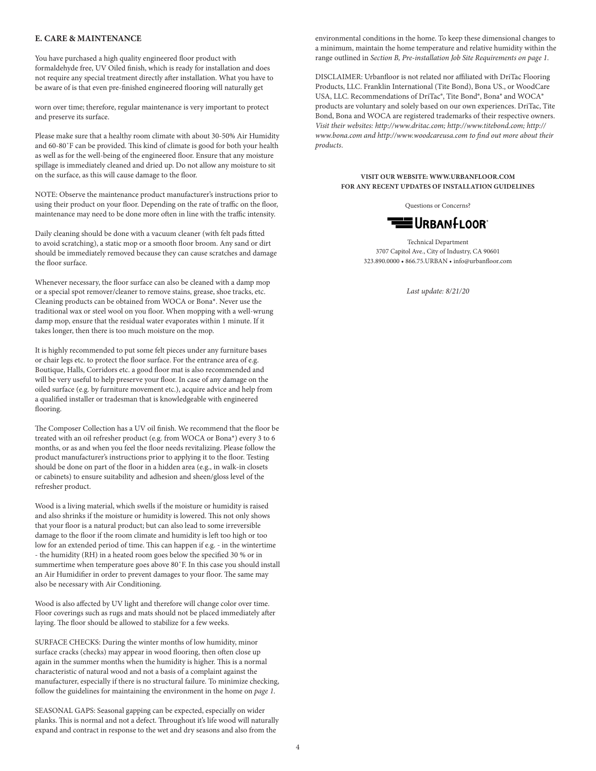## E. CARE & MAINTENANCE

You have purchased a high quality engineered floor product with formaldehyde free, UV Oiled finish, which is ready for installation and does not require any special treatment directly after installation. What you have to be aware of is that even pre-finished engineered flooring will naturally get worn over time; therefore, regular maintenance is very important to protect and preserve its surface.

Please make sure that a healthy room climate with about 30-50% Air Humidity and 60-80˚F can be provided. This kind of climate is good for both your health as well as for the well-being of the engineered floor. Ensure that any moisture spillage is immediately cleaned and dried up. Do not allow any moisture to sit on the surface, as this will cause damage to the floor.

NOTE: Observe the maintenance product manufacturer's instructions prior to using their product on your floor. Depending on the rate of traffic on the floor, maintenance may need to be done more often in line with the traffic intensity.

Daily cleaning should be done with a vacuum cleaner (with felt pads fitted to avoid scratching), a static mop or a smooth floor broom. Any sand or dirt should be immediately removed because they can cause scratches and damage the floor surface.

Whenever necessary, the floor surface can also be cleaned with a damp mop or a special spot remover/cleaner to remove stains, grease, shoe tracks, etc. Cleaning products can be obtained from WOCA or Bona*. Never use the traditional wax or steel wool on you floor. When mopping with a well-wrung damp mop, ensure that the residual water evaporates within 1 minute. If it takes longer, then there is too much moisture on the mop.

It is highly recommended to put some felt pieces under any furniture bases or chair legs etc. to protect the floor surface. For the entrance area of e.g. Boutique, Halls, Corridors etc. a good floor mat is also recommended and will be very useful to help preserve your floor. In case of any damage on the oiled surface (e.g. by furniture movement etc.), acquire advice and help from a qualified installer or tradesman that is knowledgeable with engineered flooring.

The Composer Collection has a UV oil finish. We recommend that the floor be treated with an oil refresher product (e.g. from WOCA or Bona*) every 3 to 6 months, or as and when you feel the floor needs revitalizing. Please follow the product manufacturer's instructions prior to applying it to the floor. Testing should be done on part of the floor in a hidden area (e.g., in walk-in closets or cabinets) to ensure suitability and adhesion and sheen/gloss level of the refresher product.

Wood is a living material, which swells if the moisture or humidity is raised and also shrinks if the moisture or humidity is lowered. This not only shows that your floor is a natural product; but can also lead to some irreversible damage to the floor if the room climate and humidity is left too high or too low for an extended period of time. This can happen if e.g. - in the wintertime - the humidity (RH) in a heated room goes below the specified 30 % or in summertime when temperature goes above 80˚F. In this case you should install an Air Humidifier in order to prevent damages to your floor. The same may also be necessary with Air Conditioning.

Wood is also affected by UV light and therefore will change color over time. Floor coverings such as rugs and mats should not be placed immediately after laying. The floor should be allowed to stabilize for a few weeks.

SURFACE CHECKS: During the winter months of low humidity, minor surface cracks (checks) may appear in wood flooring, then often close up again in the summer months when the humidity is higher. This is a normal characteristic of natural wood and not a basis of a complaint against the manufacturer, especially if there is no structural failure. To minimize checking, follow the guidelines for maintaining the environment in the home on *page 1*.

SEASONAL GAPS: Seasonal gapping can be expected, especially on wider planks. This is normal and not a defect. Throughout it's life wood will naturally expand and contract in response to the wet and dry seasons and also from the environmental conditions in the home. To keep these dimensional changes to a minimum, maintain the home temperature and relative humidity within the range outlined in *Section B, Pre-installation Job Site Requirements on page 1*.

DISCLAIMER: Urbanfloor is not related nor affiliated with DriTac Flooring Products, LLC. Franklin International (Tite Bond), Bona US., or WoodCare USA, LLC. Recommendations of DriTac®, Tite Bond®, Bona® and WOCA® products are voluntary and solely based on our own experiences. DriTac, Tite Bond, Bona and WOCA are registered trademarks of their respective owners. *Visit their websites: http://www.dritac.com; http://www.titebond.com; http://www.bona.com and http://www.woodcareusa.com to find out more about their products*.

**VISIT OUR WEBSITE: WWW.URBANFLOOR.COM**
**FOR ANY RECENT UPDATES OF INSTALLATION GUIDELINES**

Questions or Concerns?

URBANFLOOR®

Technical Department
3707 Capitol Ave., City of Industry, CA 90601
323.890.0000 • 866.75.URBAN • info@urbanfloor.com

*Last update: 8/21/20*